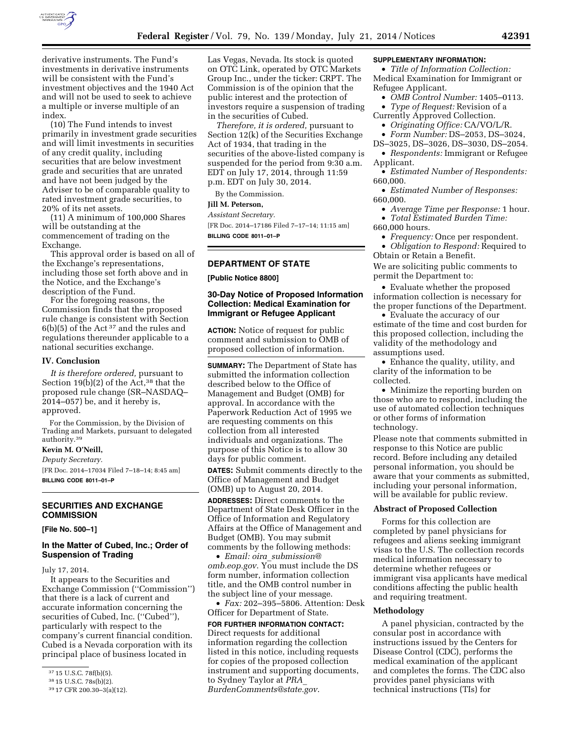derivative instruments. The Fund's investments in derivative instruments will be consistent with the Fund's investment objectives and the 1940 Act and will not be used to seek to achieve a multiple or inverse multiple of an index.

(10) The Fund intends to invest primarily in investment grade securities and will limit investments in securities of any credit quality, including securities that are below investment grade and securities that are unrated and have not been judged by the Adviser to be of comparable quality to rated investment grade securities, to 20% of its net assets.

(11) A minimum of 100,000 Shares will be outstanding at the commencement of trading on the Exchange.

This approval order is based on all of the Exchange's representations, including those set forth above and in the Notice, and the Exchange's description of the Fund.

For the foregoing reasons, the Commission finds that the proposed rule change is consistent with Section 6(b)(5) of the Act [37] and the rules and regulations thereunder applicable to a national securities exchange.

## IV. Conclusion

*It is therefore ordered,* pursuant to Section 19(b)(2) of the Act,[38] that the proposed rule change (SR–NASDAQ–2014–057) be, and it hereby is, approved.

For the Commission, by the Division of Trading and Markets, pursuant to delegated authority.[39]

**Kevin M. O'Neill,**

*Deputy Secretary.*

[FR Doc. 2014–17034 Filed 7–18–14; 8:45 am]

**BILLING CODE 8011–01–P**

[37] 15 U.S.C. 78f(b)(5).

[38] 15 U.S.C. 78s(b)(2).

[39] 17 CFR 200.30–3(a)(12).

---

## SECURITIES AND EXCHANGE COMMISSION

**[File No. 500–1]**

### In the Matter of Cubed, Inc.; Order of Suspension of Trading

July 17, 2014.

It appears to the Securities and Exchange Commission (''Commission'') that there is a lack of current and accurate information concerning the securities of Cubed, Inc. (''Cubed''), particularly with respect to the company's current financial condition. Cubed is a Nevada corporation with its principal place of business located in Las Vegas, Nevada. Its stock is quoted on OTC Link, operated by OTC Markets Group Inc., under the ticker: CRPT. The Commission is of the opinion that the public interest and the protection of investors require a suspension of trading in the securities of Cubed.

*Therefore, it is ordered,* pursuant to Section 12(k) of the Securities Exchange Act of 1934, that trading in the securities of the above-listed company is suspended for the period from 9:30 a.m. EDT on July 17, 2014, through 11:59 p.m. EDT on July 30, 2014.

By the Commission.

**Jill M. Peterson,**

*Assistant Secretary.*

[FR Doc. 2014–17186 Filed 7–17–14; 11:15 am]

**BILLING CODE 8011–01–P**

---

## DEPARTMENT OF STATE

**[Public Notice 8800]**

### 30-Day Notice of Proposed Information Collection: Medical Examination for Immigrant or Refugee Applicant

**ACTION:** Notice of request for public comment and submission to OMB of proposed collection of information.

**SUMMARY:** The Department of State has submitted the information collection described below to the Office of Management and Budget (OMB) for approval. In accordance with the Paperwork Reduction Act of 1995 we are requesting comments on this collection from all interested individuals and organizations. The purpose of this Notice is to allow 30 days for public comment.

**DATES:** Submit comments directly to the Office of Management and Budget (OMB) up to August 20, 2014.

**ADDRESSES:** Direct comments to the Department of State Desk Officer in the Office of Information and Regulatory Affairs at the Office of Management and Budget (OMB). You may submit comments by the following methods:

- *Email: oira_submission@omb.eop.gov*. You must include the DS form number, information collection title, and the OMB control number in the subject line of your message.
- *Fax:* 202–395–5806. Attention: Desk Officer for Department of State.

**FOR FURTHER INFORMATION CONTACT:** Direct requests for additional information regarding the collection listed in this notice, including requests for copies of the proposed collection instrument and supporting documents, to Sydney Taylor at *PRA_BurdenComments@state.gov*.

**SUPPLEMENTARY INFORMATION:**

- *Title of Information Collection:* Medical Examination for Immigrant or Refugee Applicant.
- *OMB Control Number:* 1405–0113.
- *Type of Request:* Revision of a Currently Approved Collection.
- *Originating Office:* CA/VO/L/R.
- *Form Number:* DS–2053, DS–3024, DS–3025, DS–3026, DS–3030, DS–2054.
- *Respondents:* Immigrant or Refugee Applicant.
- *Estimated Number of Respondents:* 660,000.
- *Estimated Number of Responses:* 660,000.
- *Average Time per Response:* 1 hour.
- *Total Estimated Burden Time:* 660,000 hours.
- *Frequency:* Once per respondent.
- *Obligation to Respond:* Required to Obtain or Retain a Benefit.

We are soliciting public comments to permit the Department to:

- Evaluate whether the proposed information collection is necessary for the proper functions of the Department.
- Evaluate the accuracy of our estimate of the time and cost burden for this proposed collection, including the validity of the methodology and assumptions used.
- Enhance the quality, utility, and clarity of the information to be collected.
- Minimize the reporting burden on those who are to respond, including the use of automated collection techniques or other forms of information technology.

Please note that comments submitted in response to this Notice are public record. Before including any detailed personal information, you should be aware that your comments as submitted, including your personal information, will be available for public review.

#### Abstract of Proposed Collection

Forms for this collection are completed by panel physicians for refugees and aliens seeking immigrant visas to the U.S. The collection records medical information necessary to determine whether refugees or immigrant visa applicants have medical conditions affecting the public health and requiring treatment.

#### Methodology

A panel physician, contracted by the consular post in accordance with instructions issued by the Centers for Disease Control (CDC), performs the medical examination of the applicant and completes the forms. The CDC also provides panel physicians with technical instructions (TIs) for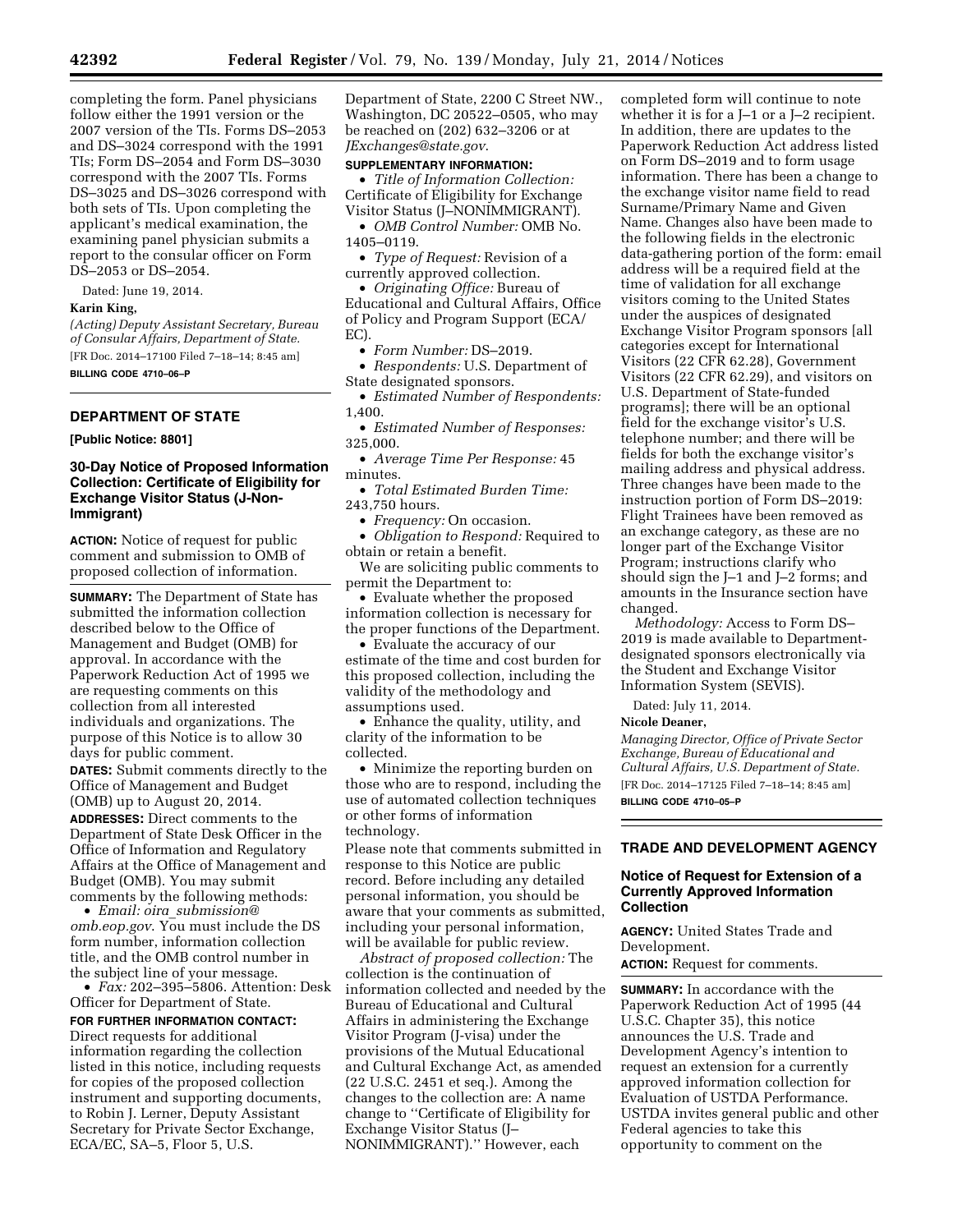completing the form. Panel physicians follow either the 1991 version or the 2007 version of the TIs. Forms DS–2053 and DS–3024 correspond with the 1991 TIs; Form DS–2054 and Form DS–3030 correspond with the 2007 TIs. Forms DS–3025 and DS–3026 correspond with both sets of TIs. Upon completing the applicant's medical examination, the examining panel physician submits a report to the consular officer on Form DS–2053 or DS–2054.

Dated: June 19, 2014.

**Karin King,**

*(Acting) Deputy Assistant Secretary, Bureau of Consular Affairs, Department of State.*

[FR Doc. 2014–17100 Filed 7–18–14; 8:45 am]

**BILLING CODE 4710–06–P**

## DEPARTMENT OF STATE

**[Public Notice: 8801]**

### 30-Day Notice of Proposed Information Collection: Certificate of Eligibility for Exchange Visitor Status (J-Non-Immigrant)

**ACTION:** Notice of request for public comment and submission to OMB of proposed collection of information.

**SUMMARY:** The Department of State has submitted the information collection described below to the Office of Management and Budget (OMB) for approval. In accordance with the Paperwork Reduction Act of 1995 we are requesting comments on this collection from all interested individuals and organizations. The purpose of this Notice is to allow 30 days for public comment.

**DATES:** Submit comments directly to the Office of Management and Budget (OMB) up to August 20, 2014.

**ADDRESSES:** Direct comments to the Department of State Desk Officer in the Office of Information and Regulatory Affairs at the Office of Management and Budget (OMB). You may submit comments by the following methods:

- *Email: oira_submission@omb.eop.gov*. You must include the DS form number, information collection title, and the OMB control number in the subject line of your message.
- *Fax:* 202–395–5806. Attention: Desk Officer for Department of State.

**FOR FURTHER INFORMATION CONTACT:** Direct requests for additional information regarding the collection listed in this notice, including requests for copies of the proposed collection instrument and supporting documents, to Robin J. Lerner, Deputy Assistant Secretary for Private Sector Exchange, ECA/EC, SA–5, Floor 5, U.S. Department of State, 2200 C Street NW., Washington, DC 20522–0505, who may be reached on (202) 632–3206 or at *JExchanges@state.gov*.

**SUPPLEMENTARY INFORMATION:**

- *Title of Information Collection:* Certificate of Eligibility for Exchange Visitor Status (J–NONIMMIGRANT).
- *OMB Control Number:* OMB No. 1405–0119.
- *Type of Request:* Revision of a currently approved collection.
- *Originating Office:* Bureau of Educational and Cultural Affairs, Office of Policy and Program Support (ECA/EC).
- *Form Number:* DS–2019.
- *Respondents:* U.S. Department of State designated sponsors.
- *Estimated Number of Respondents:* 1,400.
- *Estimated Number of Responses:* 325,000.
- *Average Time Per Response:* 45 minutes.
- *Total Estimated Burden Time:* 243,750 hours.
- *Frequency:* On occasion.
- *Obligation to Respond:* Required to obtain or retain a benefit.

We are soliciting public comments to permit the Department to:

- Evaluate whether the proposed information collection is necessary for the proper functions of the Department.
- Evaluate the accuracy of our estimate of the time and cost burden for this proposed collection, including the validity of the methodology and assumptions used.
- Enhance the quality, utility, and clarity of the information to be collected.
- Minimize the reporting burden on those who are to respond, including the use of automated collection techniques or other forms of information technology.

Please note that comments submitted in response to this Notice are public record. Before including any detailed personal information, you should be aware that your comments as submitted, including your personal information, will be available for public review.

*Abstract of proposed collection:* The collection is the continuation of information collected and needed by the Bureau of Educational and Cultural Affairs in administering the Exchange Visitor Program (J-visa) under the provisions of the Mutual Educational and Cultural Exchange Act, as amended (22 U.S.C. 2451 et seq.). Among the changes to the collection are: A name change to "Certificate of Eligibility for Exchange Visitor Status (J–NONIMMIGRANT)." However, each completed form will continue to note whether it is for a J–1 or a J–2 recipient. In addition, there are updates to the Paperwork Reduction Act address listed on Form DS–2019 and to form usage information. There has been a change to the exchange visitor name field to read Surname/Primary Name and Given Name. Changes also have been made to the following fields in the electronic data-gathering portion of the form: email address will be a required field at the time of validation for all exchange visitors coming to the United States under the auspices of designated Exchange Visitor Program sponsors [all categories except for International Visitors (22 CFR 62.28), Government Visitors (22 CFR 62.29), and visitors on U.S. Department of State-funded programs]; there will be an optional field for the exchange visitor's U.S. telephone number; and there will be fields for both the exchange visitor's mailing address and physical address. Three changes have been made to the instruction portion of Form DS–2019: Flight Trainees have been removed as an exchange category, as these are no longer part of the Exchange Visitor Program; instructions clarify who should sign the J–1 and J–2 forms; and amounts in the Insurance section have changed.

*Methodology:* Access to Form DS–2019 is made available to Department-designated sponsors electronically via the Student and Exchange Visitor Information System (SEVIS).

Dated: July 11, 2014.

**Nicole Deaner,**

*Managing Director, Office of Private Sector Exchange, Bureau of Educational and Cultural Affairs, U.S. Department of State.*

[FR Doc. 2014–17125 Filed 7–18–14; 8:45 am]

**BILLING CODE 4710–05–P**

## TRADE AND DEVELOPMENT AGENCY

### Notice of Request for Extension of a Currently Approved Information Collection

**AGENCY:** United States Trade and Development.

**ACTION:** Request for comments.

**SUMMARY:** In accordance with the Paperwork Reduction Act of 1995 (44 U.S.C. Chapter 35), this notice announces the U.S. Trade and Development Agency's intention to request an extension for a currently approved information collection for Evaluation of USTDA Performance. USTDA invites general public and other Federal agencies to take this opportunity to comment on the